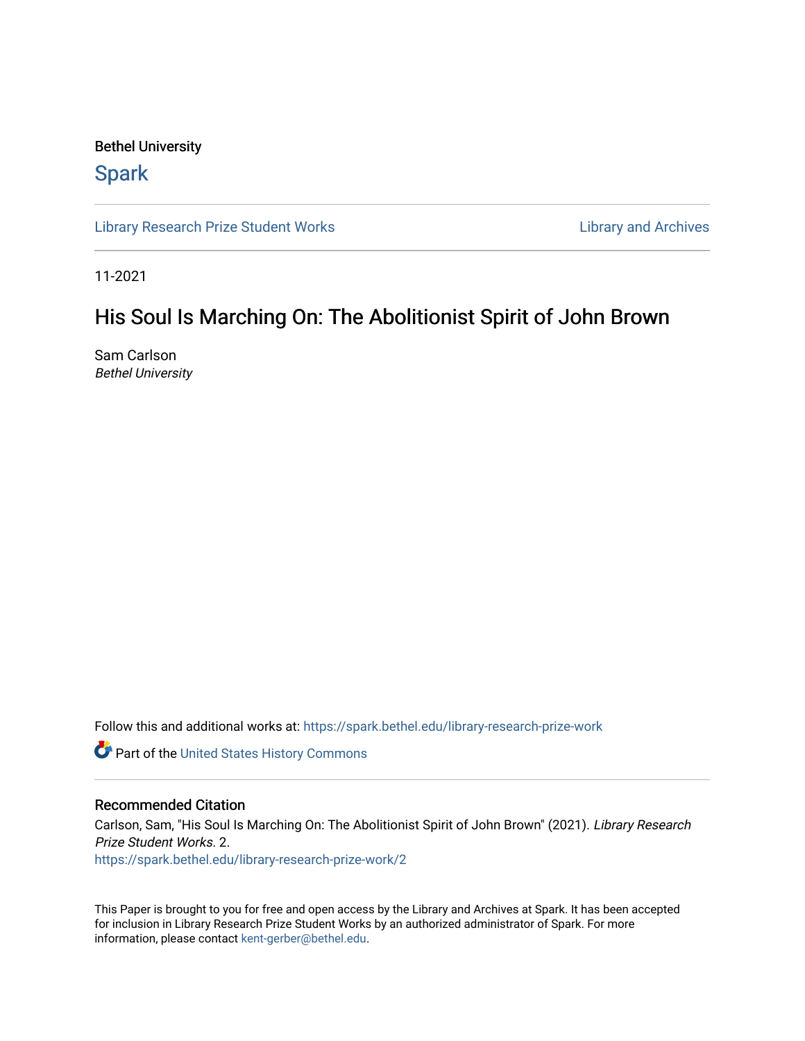Bethel University

# Spark

Library Research Prize Student Works | Library and Archives

11-2021

## His Soul Is Marching On: The Abolitionist Spirit of John Brown

Sam Carlson
*Bethel University*

Follow this and additional works at: https://spark.bethel.edu/library-research-prize-work

Part of the United States History Commons

### Recommended Citation

Carlson, Sam, "His Soul Is Marching On: The Abolitionist Spirit of John Brown" (2021). *Library Research Prize Student Works*. 2.
https://spark.bethel.edu/library-research-prize-work/2

This Paper is brought to you for free and open access by the Library and Archives at Spark. It has been accepted for inclusion in Library Research Prize Student Works by an authorized administrator of Spark. For more information, please contact kent-gerber@bethel.edu.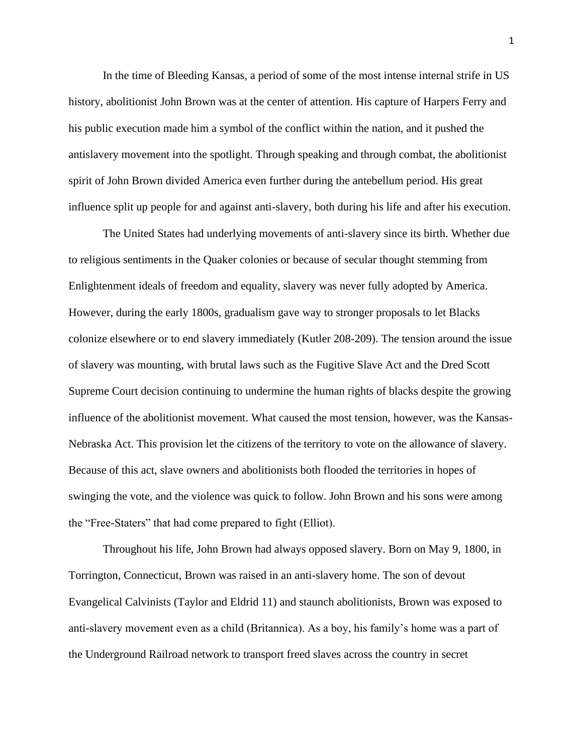In the time of Bleeding Kansas, a period of some of the most intense internal strife in US history, abolitionist John Brown was at the center of attention. His capture of Harpers Ferry and his public execution made him a symbol of the conflict within the nation, and it pushed the antislavery movement into the spotlight. Through speaking and through combat, the abolitionist spirit of John Brown divided America even further during the antebellum period. His great influence split up people for and against anti-slavery, both during his life and after his execution.

The United States had underlying movements of anti-slavery since its birth. Whether due to religious sentiments in the Quaker colonies or because of secular thought stemming from Enlightenment ideals of freedom and equality, slavery was never fully adopted by America. However, during the early 1800s, gradualism gave way to stronger proposals to let Blacks colonize elsewhere or to end slavery immediately (Kutler 208-209). The tension around the issue of slavery was mounting, with brutal laws such as the Fugitive Slave Act and the Dred Scott Supreme Court decision continuing to undermine the human rights of blacks despite the growing influence of the abolitionist movement. What caused the most tension, however, was the Kansas-Nebraska Act. This provision let the citizens of the territory to vote on the allowance of slavery. Because of this act, slave owners and abolitionists both flooded the territories in hopes of swinging the vote, and the violence was quick to follow. John Brown and his sons were among the "Free-Staters" that had come prepared to fight (Elliot).

Throughout his life, John Brown had always opposed slavery. Born on May 9, 1800, in Torrington, Connecticut, Brown was raised in an anti-slavery home. The son of devout Evangelical Calvinists (Taylor and Eldrid 11) and staunch abolitionists, Brown was exposed to anti-slavery movement even as a child (Britannica). As a boy, his family's home was a part of the Underground Railroad network to transport freed slaves across the country in secret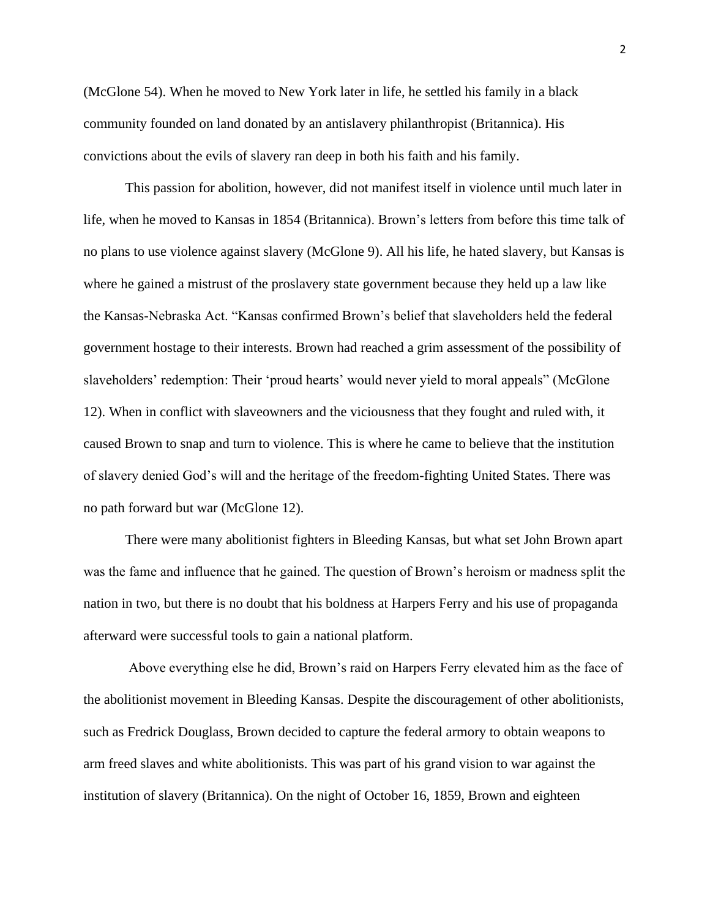(McGlone 54). When he moved to New York later in life, he settled his family in a black community founded on land donated by an antislavery philanthropist (Britannica). His convictions about the evils of slavery ran deep in both his faith and his family.

This passion for abolition, however, did not manifest itself in violence until much later in life, when he moved to Kansas in 1854 (Britannica). Brown's letters from before this time talk of no plans to use violence against slavery (McGlone 9). All his life, he hated slavery, but Kansas is where he gained a mistrust of the proslavery state government because they held up a law like the Kansas-Nebraska Act. "Kansas confirmed Brown's belief that slaveholders held the federal government hostage to their interests. Brown had reached a grim assessment of the possibility of slaveholders' redemption: Their 'proud hearts' would never yield to moral appeals" (McGlone 12). When in conflict with slaveowners and the viciousness that they fought and ruled with, it caused Brown to snap and turn to violence. This is where he came to believe that the institution of slavery denied God's will and the heritage of the freedom-fighting United States. There was no path forward but war (McGlone 12).

There were many abolitionist fighters in Bleeding Kansas, but what set John Brown apart was the fame and influence that he gained. The question of Brown's heroism or madness split the nation in two, but there is no doubt that his boldness at Harpers Ferry and his use of propaganda afterward were successful tools to gain a national platform.

Above everything else he did, Brown's raid on Harpers Ferry elevated him as the face of the abolitionist movement in Bleeding Kansas. Despite the discouragement of other abolitionists, such as Fredrick Douglass, Brown decided to capture the federal armory to obtain weapons to arm freed slaves and white abolitionists. This was part of his grand vision to war against the institution of slavery (Britannica). On the night of October 16, 1859, Brown and eighteen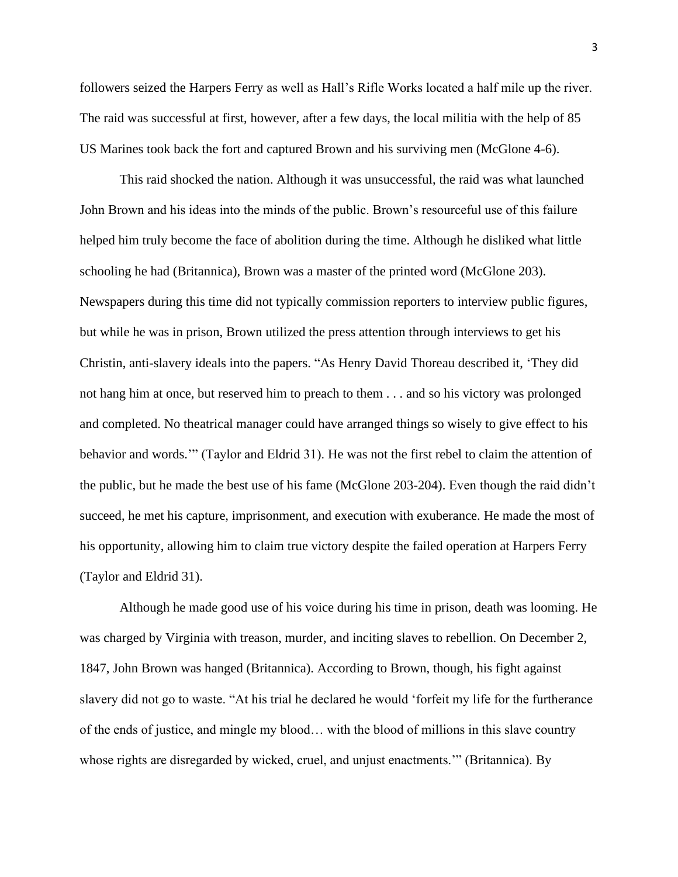followers seized the Harpers Ferry as well as Hall's Rifle Works located a half mile up the river. The raid was successful at first, however, after a few days, the local militia with the help of 85 US Marines took back the fort and captured Brown and his surviving men (McGlone 4-6).

This raid shocked the nation. Although it was unsuccessful, the raid was what launched John Brown and his ideas into the minds of the public. Brown's resourceful use of this failure helped him truly become the face of abolition during the time. Although he disliked what little schooling he had (Britannica), Brown was a master of the printed word (McGlone 203). Newspapers during this time did not typically commission reporters to interview public figures, but while he was in prison, Brown utilized the press attention through interviews to get his Christin, anti-slavery ideals into the papers. "As Henry David Thoreau described it, 'They did not hang him at once, but reserved him to preach to them . . . and so his victory was prolonged and completed. No theatrical manager could have arranged things so wisely to give effect to his behavior and words.'" (Taylor and Eldrid 31). He was not the first rebel to claim the attention of the public, but he made the best use of his fame (McGlone 203-204). Even though the raid didn't succeed, he met his capture, imprisonment, and execution with exuberance. He made the most of his opportunity, allowing him to claim true victory despite the failed operation at Harpers Ferry (Taylor and Eldrid 31).

Although he made good use of his voice during his time in prison, death was looming. He was charged by Virginia with treason, murder, and inciting slaves to rebellion. On December 2, 1847, John Brown was hanged (Britannica). According to Brown, though, his fight against slavery did not go to waste. "At his trial he declared he would 'forfeit my life for the furtherance of the ends of justice, and mingle my blood… with the blood of millions in this slave country whose rights are disregarded by wicked, cruel, and unjust enactments.'" (Britannica). By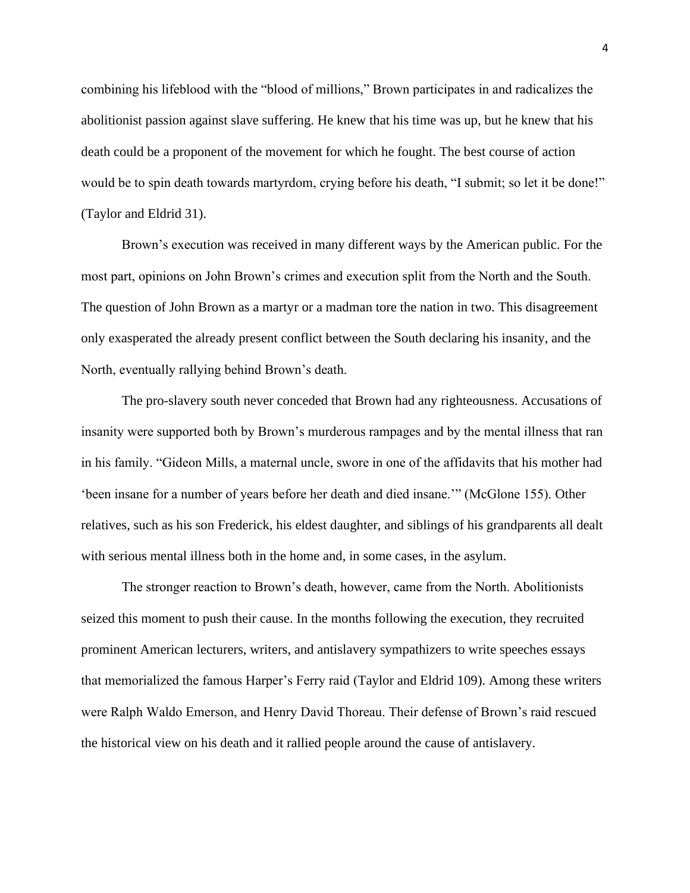combining his lifeblood with the "blood of millions," Brown participates in and radicalizes the abolitionist passion against slave suffering. He knew that his time was up, but he knew that his death could be a proponent of the movement for which he fought. The best course of action would be to spin death towards martyrdom, crying before his death, "I submit; so let it be done!" (Taylor and Eldrid 31).

Brown's execution was received in many different ways by the American public. For the most part, opinions on John Brown's crimes and execution split from the North and the South. The question of John Brown as a martyr or a madman tore the nation in two. This disagreement only exasperated the already present conflict between the South declaring his insanity, and the North, eventually rallying behind Brown's death.

The pro-slavery south never conceded that Brown had any righteousness. Accusations of insanity were supported both by Brown's murderous rampages and by the mental illness that ran in his family. "Gideon Mills, a maternal uncle, swore in one of the affidavits that his mother had 'been insane for a number of years before her death and died insane.'" (McGlone 155). Other relatives, such as his son Frederick, his eldest daughter, and siblings of his grandparents all dealt with serious mental illness both in the home and, in some cases, in the asylum.

The stronger reaction to Brown's death, however, came from the North. Abolitionists seized this moment to push their cause. In the months following the execution, they recruited prominent American lecturers, writers, and antislavery sympathizers to write speeches essays that memorialized the famous Harper's Ferry raid (Taylor and Eldrid 109). Among these writers were Ralph Waldo Emerson, and Henry David Thoreau. Their defense of Brown's raid rescued the historical view on his death and it rallied people around the cause of antislavery.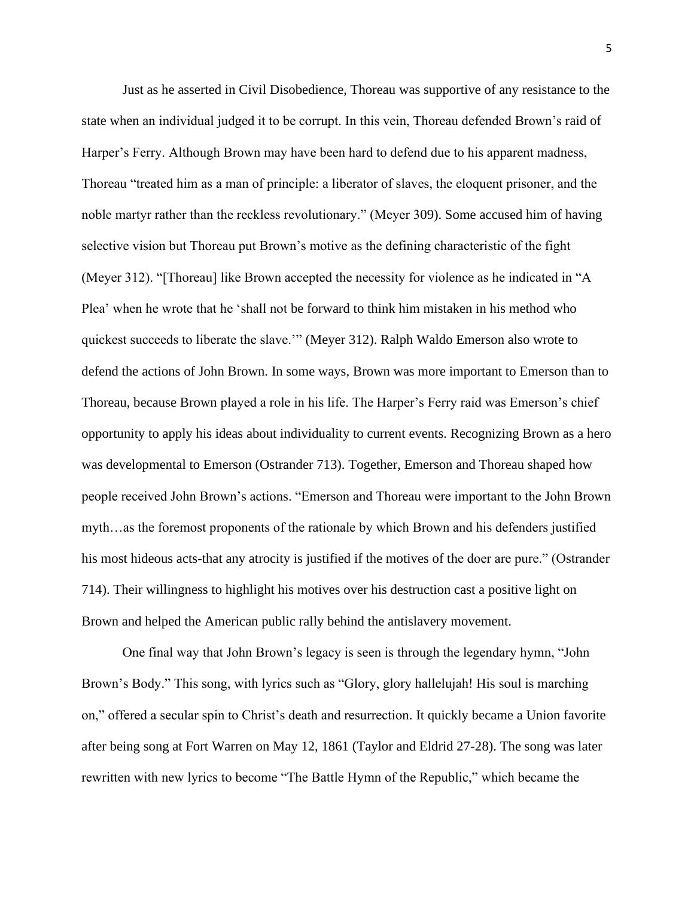Just as he asserted in Civil Disobedience, Thoreau was supportive of any resistance to the state when an individual judged it to be corrupt. In this vein, Thoreau defended Brown's raid of Harper's Ferry. Although Brown may have been hard to defend due to his apparent madness, Thoreau "treated him as a man of principle: a liberator of slaves, the eloquent prisoner, and the noble martyr rather than the reckless revolutionary." (Meyer 309). Some accused him of having selective vision but Thoreau put Brown's motive as the defining characteristic of the fight (Meyer 312). "[Thoreau] like Brown accepted the necessity for violence as he indicated in "A Plea' when he wrote that he 'shall not be forward to think him mistaken in his method who quickest succeeds to liberate the slave.'" (Meyer 312). Ralph Waldo Emerson also wrote to defend the actions of John Brown. In some ways, Brown was more important to Emerson than to Thoreau, because Brown played a role in his life. The Harper's Ferry raid was Emerson's chief opportunity to apply his ideas about individuality to current events. Recognizing Brown as a hero was developmental to Emerson (Ostrander 713). Together, Emerson and Thoreau shaped how people received John Brown's actions. "Emerson and Thoreau were important to the John Brown myth…as the foremost proponents of the rationale by which Brown and his defenders justified his most hideous acts-that any atrocity is justified if the motives of the doer are pure." (Ostrander 714). Their willingness to highlight his motives over his destruction cast a positive light on Brown and helped the American public rally behind the antislavery movement.

One final way that John Brown's legacy is seen is through the legendary hymn, "John Brown's Body." This song, with lyrics such as "Glory, glory hallelujah! His soul is marching on," offered a secular spin to Christ's death and resurrection. It quickly became a Union favorite after being song at Fort Warren on May 12, 1861 (Taylor and Eldrid 27-28). The song was later rewritten with new lyrics to become "The Battle Hymn of the Republic," which became the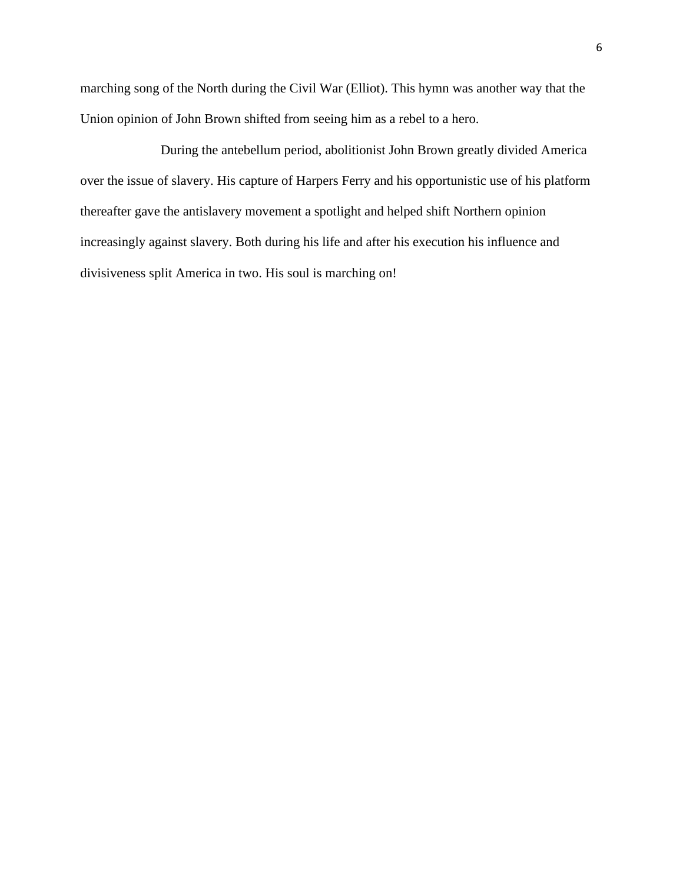marching song of the North during the Civil War (Elliot). This hymn was another way that the Union opinion of John Brown shifted from seeing him as a rebel to a hero.

During the antebellum period, abolitionist John Brown greatly divided America over the issue of slavery. His capture of Harpers Ferry and his opportunistic use of his platform thereafter gave the antislavery movement a spotlight and helped shift Northern opinion increasingly against slavery. Both during his life and after his execution his influence and divisiveness split America in two. His soul is marching on!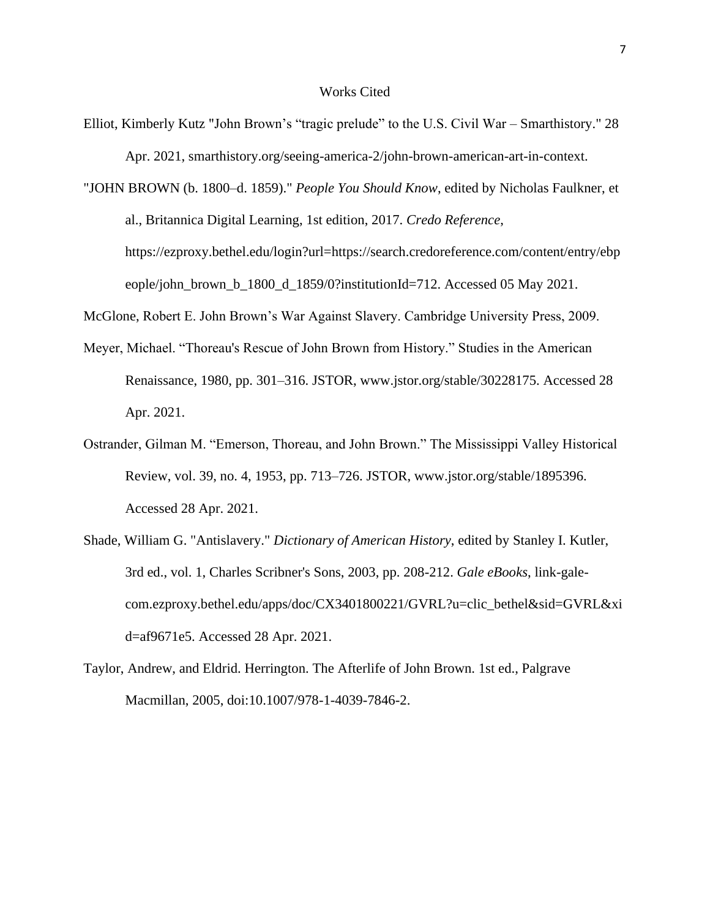# Works Cited

Elliot, Kimberly Kutz "John Brown's "tragic prelude" to the U.S. Civil War – Smarthistory." 28 Apr. 2021, smarthistory.org/seeing-america-2/john-brown-american-art-in-context.

"JOHN BROWN (b. 1800–d. 1859)." *People You Should Know*, edited by Nicholas Faulkner, et al., Britannica Digital Learning, 1st edition, 2017. *Credo Reference*, https://ezproxy.bethel.edu/login?url=https://search.credoreference.com/content/entry/ebpeople/john_brown_b_1800_d_1859/0?institutionId=712. Accessed 05 May 2021.

McGlone, Robert E. John Brown's War Against Slavery. Cambridge University Press, 2009.

Meyer, Michael. "Thoreau's Rescue of John Brown from History." Studies in the American Renaissance, 1980, pp. 301–316. JSTOR, www.jstor.org/stable/30228175. Accessed 28 Apr. 2021.

Ostrander, Gilman M. "Emerson, Thoreau, and John Brown." The Mississippi Valley Historical Review, vol. 39, no. 4, 1953, pp. 713–726. JSTOR, www.jstor.org/stable/1895396. Accessed 28 Apr. 2021.

Shade, William G. "Antislavery." *Dictionary of American History*, edited by Stanley I. Kutler, 3rd ed., vol. 1, Charles Scribner's Sons, 2003, pp. 208-212. *Gale eBooks*, link-gale-com.ezproxy.bethel.edu/apps/doc/CX3401800221/GVRL?u=clic_bethel&sid=GVRL&xid=af9671e5. Accessed 28 Apr. 2021.

Taylor, Andrew, and Eldrid. Herrington. The Afterlife of John Brown. 1st ed., Palgrave Macmillan, 2005, doi:10.1007/978-1-4039-7846-2.